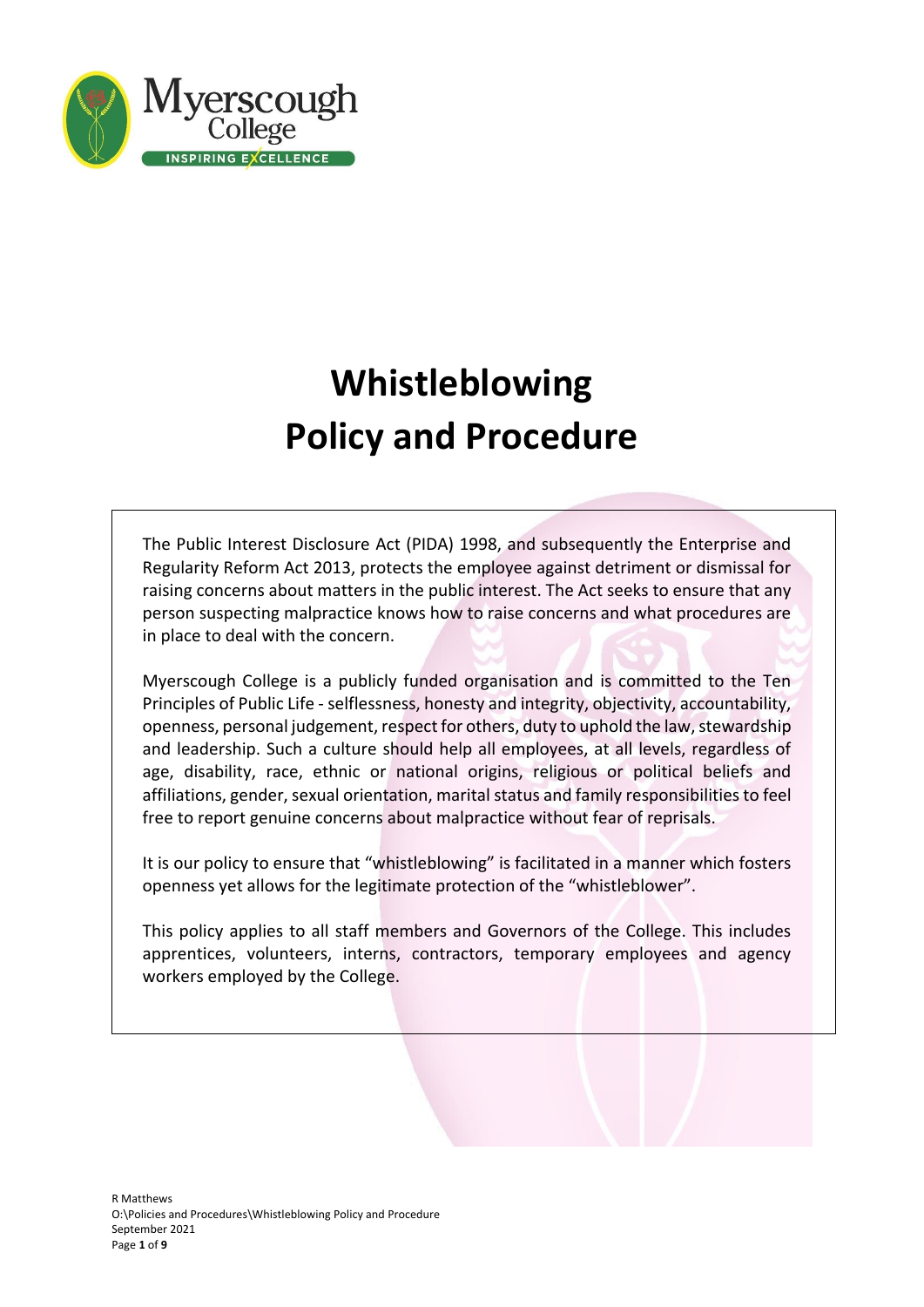# Whistleblowing
# Policy and Procedure

The Public Interest Disclosure Act (PIDA) 1998, and subsequently the Enterprise and Regularity Reform Act 2013, protects the employee against detriment or dismissal for raising concerns about matters in the public interest. The Act seeks to ensure that any person suspecting malpractice knows how to raise concerns and what procedures are in place to deal with the concern.

Myerscough College is a publicly funded organisation and is committed to the Ten Principles of Public Life - selflessness, honesty and integrity, objectivity, accountability, openness, personal judgement, respect for others, duty to uphold the law, stewardship and leadership. Such a culture should help all employees, at all levels, regardless of age, disability, race, ethnic or national origins, religious or political beliefs and affiliations, gender, sexual orientation, marital status and family responsibilities to feel free to report genuine concerns about malpractice without fear of reprisals.

It is our policy to ensure that "whistleblowing" is facilitated in a manner which fosters openness yet allows for the legitimate protection of the "whistleblower".

This policy applies to all staff members and Governors of the College. This includes apprentices, volunteers, interns, contractors, temporary employees and agency workers employed by the College.

R Matthews
O:\Policies and Procedures\Whistleblowing Policy and Procedure
September 2021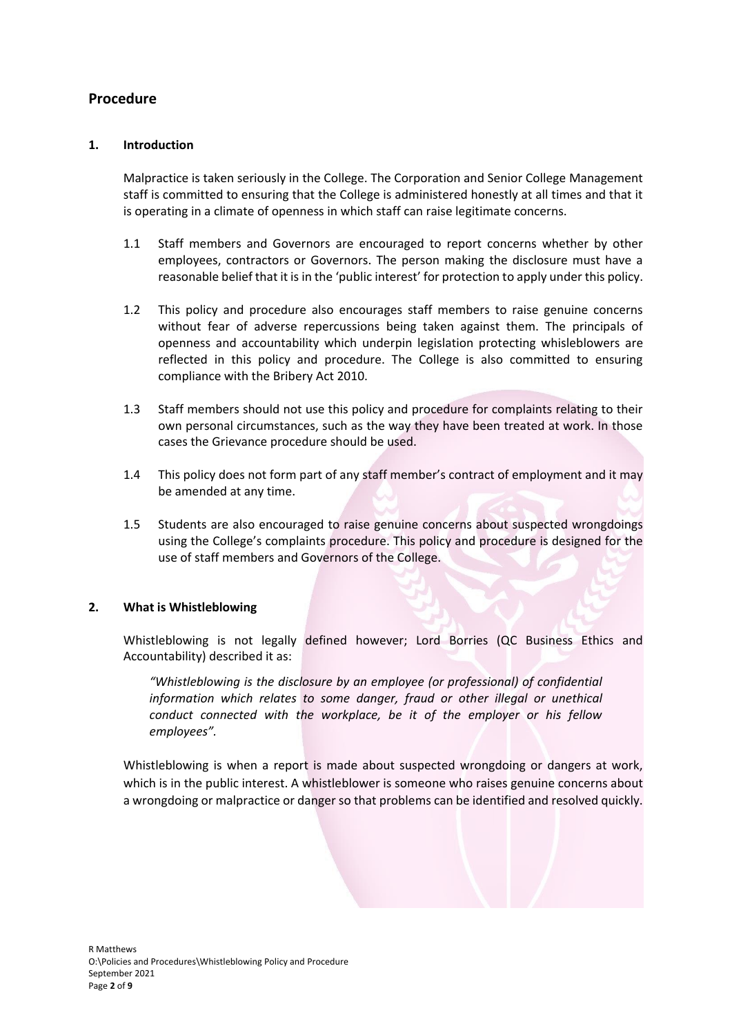## Procedure

### 1. Introduction

Malpractice is taken seriously in the College. The Corporation and Senior College Management staff is committed to ensuring that the College is administered honestly at all times and that it is operating in a climate of openness in which staff can raise legitimate concerns.

1.1 Staff members and Governors are encouraged to report concerns whether by other employees, contractors or Governors. The person making the disclosure must have a reasonable belief that it is in the 'public interest' for protection to apply under this policy.

1.2 This policy and procedure also encourages staff members to raise genuine concerns without fear of adverse repercussions being taken against them. The principals of openness and accountability which underpin legislation protecting whisleblowers are reflected in this policy and procedure. The College is also committed to ensuring compliance with the Bribery Act 2010.

1.3 Staff members should not use this policy and procedure for complaints relating to their own personal circumstances, such as the way they have been treated at work. In those cases the Grievance procedure should be used.

1.4 This policy does not form part of any staff member's contract of employment and it may be amended at any time.

1.5 Students are also encouraged to raise genuine concerns about suspected wrongdoings using the College's complaints procedure. This policy and procedure is designed for the use of staff members and Governors of the College.

### 2. What is Whistleblowing

Whistleblowing is not legally defined however; Lord Borries (QC Business Ethics and Accountability) described it as:

> *"Whistleblowing is the disclosure by an employee (or professional) of confidential information which relates to some danger, fraud or other illegal or unethical conduct connected with the workplace, be it of the employer or his fellow employees".*

Whistleblowing is when a report is made about suspected wrongdoing or dangers at work, which is in the public interest. A whistleblower is someone who raises genuine concerns about a wrongdoing or malpractice or danger so that problems can be identified and resolved quickly.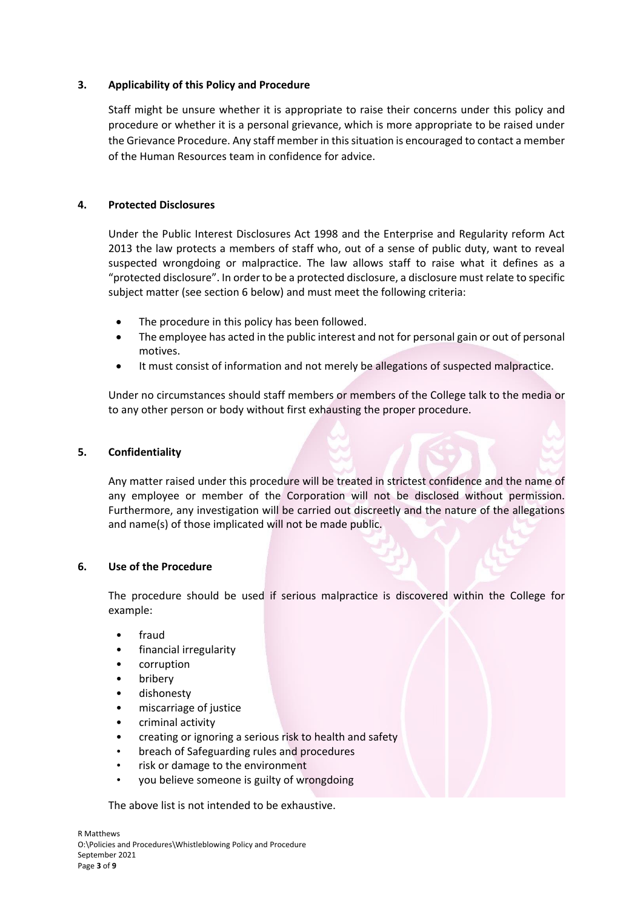## 3. Applicability of this Policy and Procedure

Staff might be unsure whether it is appropriate to raise their concerns under this policy and procedure or whether it is a personal grievance, which is more appropriate to be raised under the Grievance Procedure. Any staff member in this situation is encouraged to contact a member of the Human Resources team in confidence for advice.

## 4. Protected Disclosures

Under the Public Interest Disclosures Act 1998 and the Enterprise and Regularity reform Act 2013 the law protects a members of staff who, out of a sense of public duty, want to reveal suspected wrongdoing or malpractice. The law allows staff to raise what it defines as a "protected disclosure". In order to be a protected disclosure, a disclosure must relate to specific subject matter (see section 6 below) and must meet the following criteria:

- The procedure in this policy has been followed.
- The employee has acted in the public interest and not for personal gain or out of personal motives.
- It must consist of information and not merely be allegations of suspected malpractice.

Under no circumstances should staff members or members of the College talk to the media or to any other person or body without first exhausting the proper procedure.

## 5. Confidentiality

Any matter raised under this procedure will be treated in strictest confidence and the name of any employee or member of the Corporation will not be disclosed without permission. Furthermore, any investigation will be carried out discreetly and the nature of the allegations and name(s) of those implicated will not be made public.

## 6. Use of the Procedure

The procedure should be used if serious malpractice is discovered within the College for example:

- fraud
- financial irregularity
- corruption
- bribery
- dishonesty
- miscarriage of justice
- criminal activity
- creating or ignoring a serious risk to health and safety
- breach of Safeguarding rules and procedures
- risk or damage to the environment
- you believe someone is guilty of wrongdoing

The above list is not intended to be exhaustive.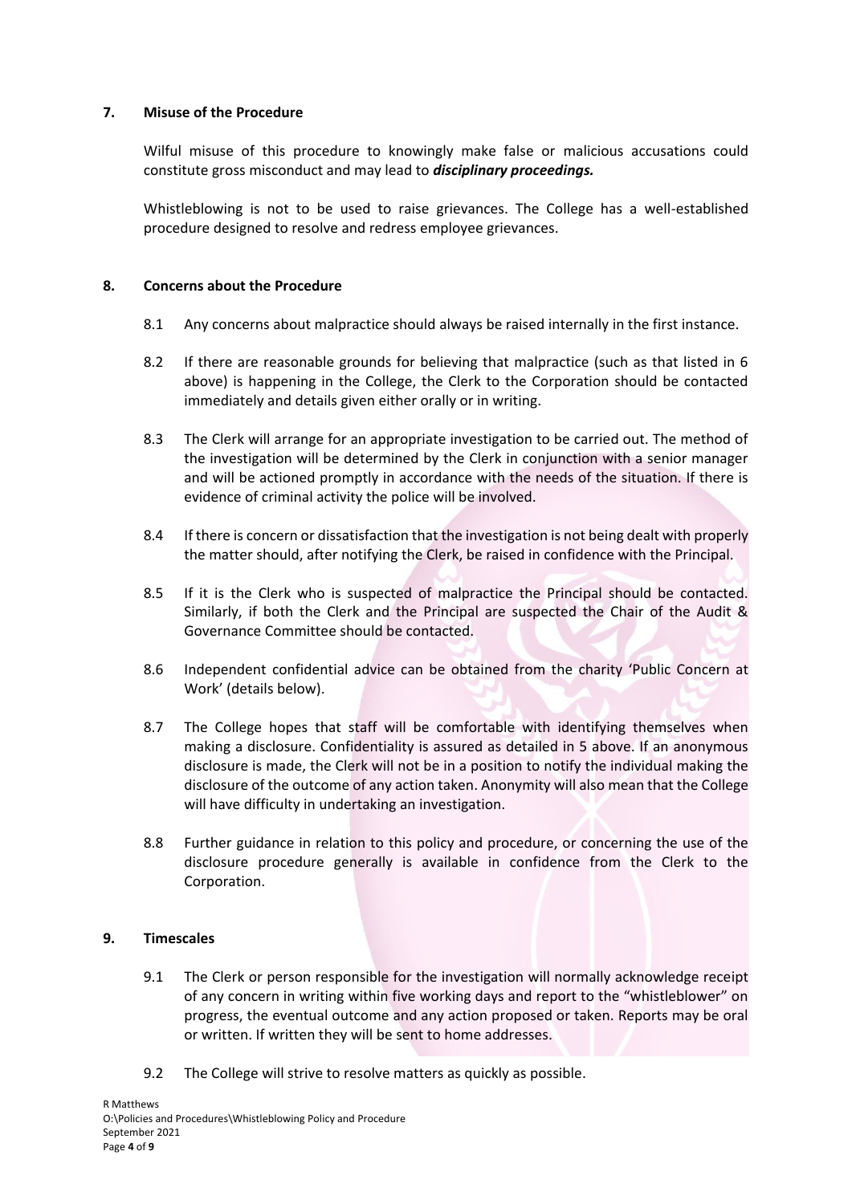## 7. Misuse of the Procedure

Wilful misuse of this procedure to knowingly make false or malicious accusations could constitute gross misconduct and may lead to ***disciplinary proceedings.***

Whistleblowing is not to be used to raise grievances. The College has a well-established procedure designed to resolve and redress employee grievances.

## 8. Concerns about the Procedure

8.1 Any concerns about malpractice should always be raised internally in the first instance.

8.2 If there are reasonable grounds for believing that malpractice (such as that listed in 6 above) is happening in the College, the Clerk to the Corporation should be contacted immediately and details given either orally or in writing.

8.3 The Clerk will arrange for an appropriate investigation to be carried out. The method of the investigation will be determined by the Clerk in conjunction with a senior manager and will be actioned promptly in accordance with the needs of the situation. If there is evidence of criminal activity the police will be involved.

8.4 If there is concern or dissatisfaction that the investigation is not being dealt with properly the matter should, after notifying the Clerk, be raised in confidence with the Principal.

8.5 If it is the Clerk who is suspected of malpractice the Principal should be contacted. Similarly, if both the Clerk and the Principal are suspected the Chair of the Audit & Governance Committee should be contacted.

8.6 Independent confidential advice can be obtained from the charity 'Public Concern at Work' (details below).

8.7 The College hopes that staff will be comfortable with identifying themselves when making a disclosure. Confidentiality is assured as detailed in 5 above. If an anonymous disclosure is made, the Clerk will not be in a position to notify the individual making the disclosure of the outcome of any action taken. Anonymity will also mean that the College will have difficulty in undertaking an investigation.

8.8 Further guidance in relation to this policy and procedure, or concerning the use of the disclosure procedure generally is available in confidence from the Clerk to the Corporation.

## 9. Timescales

9.1 The Clerk or person responsible for the investigation will normally acknowledge receipt of any concern in writing within five working days and report to the "whistleblower" on progress, the eventual outcome and any action proposed or taken. Reports may be oral or written. If written they will be sent to home addresses.

9.2 The College will strive to resolve matters as quickly as possible.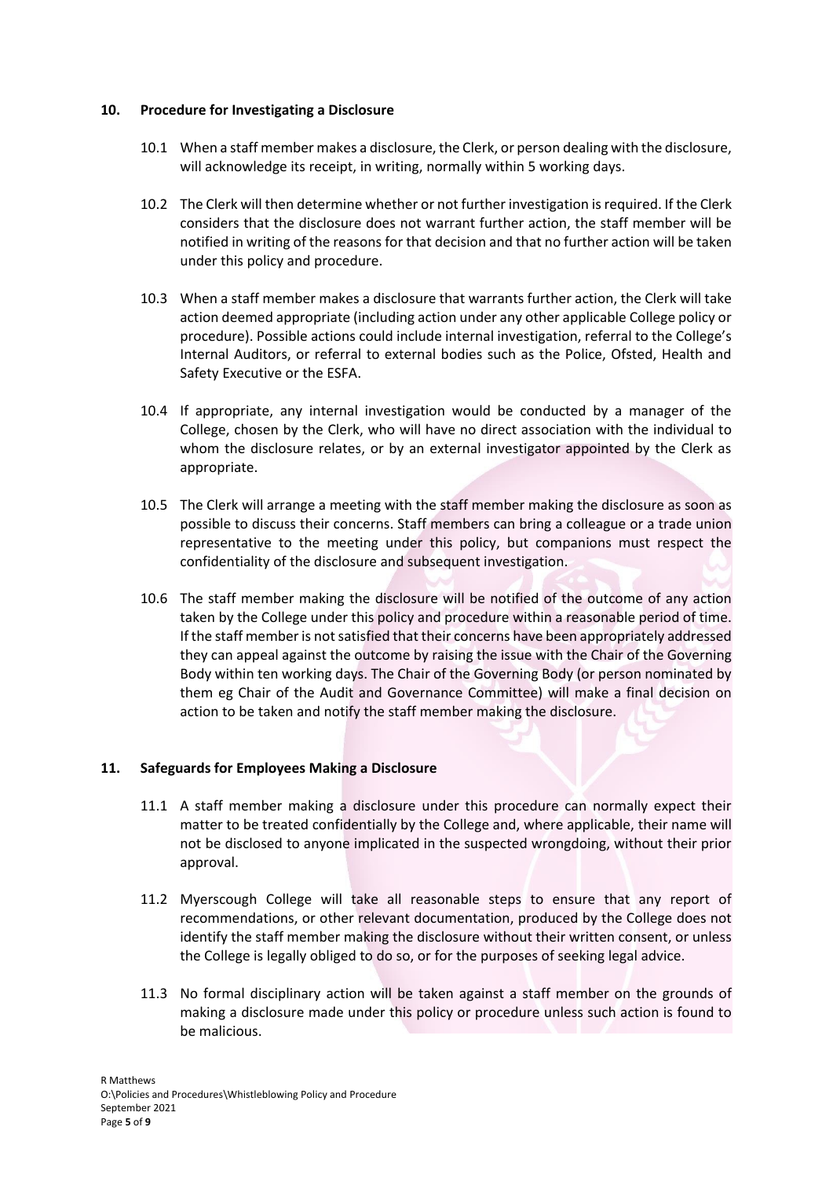## 10. Procedure for Investigating a Disclosure

10.1 When a staff member makes a disclosure, the Clerk, or person dealing with the disclosure, will acknowledge its receipt, in writing, normally within 5 working days.

10.2 The Clerk will then determine whether or not further investigation is required. If the Clerk considers that the disclosure does not warrant further action, the staff member will be notified in writing of the reasons for that decision and that no further action will be taken under this policy and procedure.

10.3 When a staff member makes a disclosure that warrants further action, the Clerk will take action deemed appropriate (including action under any other applicable College policy or procedure). Possible actions could include internal investigation, referral to the College's Internal Auditors, or referral to external bodies such as the Police, Ofsted, Health and Safety Executive or the ESFA.

10.4 If appropriate, any internal investigation would be conducted by a manager of the College, chosen by the Clerk, who will have no direct association with the individual to whom the disclosure relates, or by an external investigator appointed by the Clerk as appropriate.

10.5 The Clerk will arrange a meeting with the staff member making the disclosure as soon as possible to discuss their concerns. Staff members can bring a colleague or a trade union representative to the meeting under this policy, but companions must respect the confidentiality of the disclosure and subsequent investigation.

10.6 The staff member making the disclosure will be notified of the outcome of any action taken by the College under this policy and procedure within a reasonable period of time. If the staff member is not satisfied that their concerns have been appropriately addressed they can appeal against the outcome by raising the issue with the Chair of the Governing Body within ten working days. The Chair of the Governing Body (or person nominated by them eg Chair of the Audit and Governance Committee) will make a final decision on action to be taken and notify the staff member making the disclosure.

## 11. Safeguards for Employees Making a Disclosure

11.1 A staff member making a disclosure under this procedure can normally expect their matter to be treated confidentially by the College and, where applicable, their name will not be disclosed to anyone implicated in the suspected wrongdoing, without their prior approval.

11.2 Myerscough College will take all reasonable steps to ensure that any report of recommendations, or other relevant documentation, produced by the College does not identify the staff member making the disclosure without their written consent, or unless the College is legally obliged to do so, or for the purposes of seeking legal advice.

11.3 No formal disciplinary action will be taken against a staff member on the grounds of making a disclosure made under this policy or procedure unless such action is found to be malicious.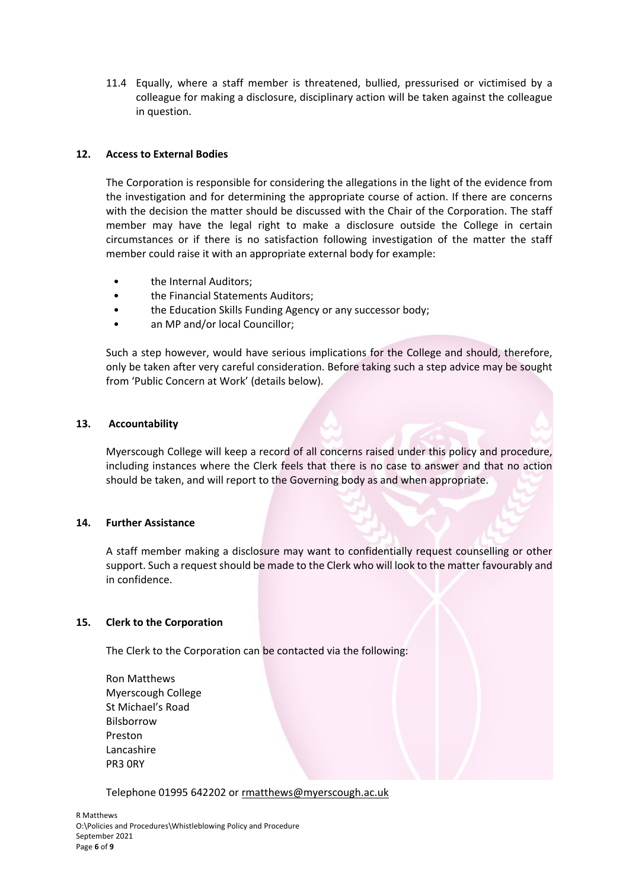11.4 Equally, where a staff member is threatened, bullied, pressurised or victimised by a colleague for making a disclosure, disciplinary action will be taken against the colleague in question.

## 12. Access to External Bodies

The Corporation is responsible for considering the allegations in the light of the evidence from the investigation and for determining the appropriate course of action. If there are concerns with the decision the matter should be discussed with the Chair of the Corporation. The staff member may have the legal right to make a disclosure outside the College in certain circumstances or if there is no satisfaction following investigation of the matter the staff member could raise it with an appropriate external body for example:

- the Internal Auditors;
- the Financial Statements Auditors;
- the Education Skills Funding Agency or any successor body;
- an MP and/or local Councillor;

Such a step however, would have serious implications for the College and should, therefore, only be taken after very careful consideration. Before taking such a step advice may be sought from 'Public Concern at Work' (details below).

## 13. Accountability

Myerscough College will keep a record of all concerns raised under this policy and procedure, including instances where the Clerk feels that there is no case to answer and that no action should be taken, and will report to the Governing body as and when appropriate.

## 14. Further Assistance

A staff member making a disclosure may want to confidentially request counselling or other support. Such a request should be made to the Clerk who will look to the matter favourably and in confidence.

## 15. Clerk to the Corporation

The Clerk to the Corporation can be contacted via the following:

Ron Matthews
Myerscough College
St Michael's Road
Bilsborrow
Preston
Lancashire
PR3 0RY

Telephone 01995 642202 or rmatthews@myerscough.ac.uk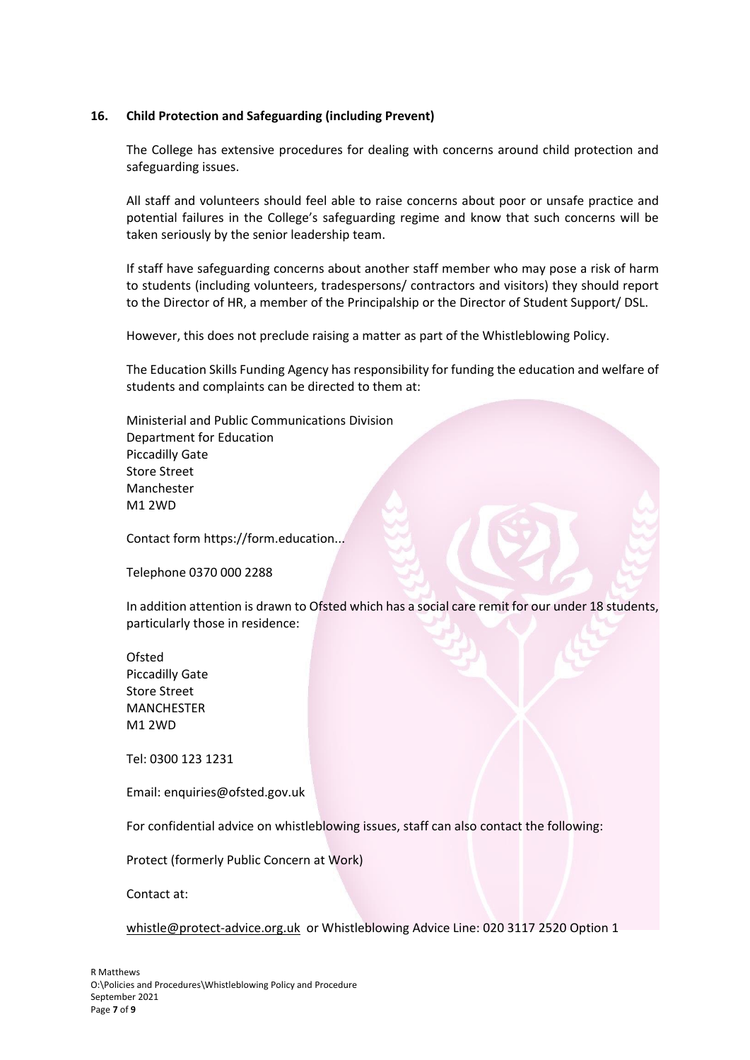## 16. Child Protection and Safeguarding (including Prevent)

The College has extensive procedures for dealing with concerns around child protection and safeguarding issues.

All staff and volunteers should feel able to raise concerns about poor or unsafe practice and potential failures in the College's safeguarding regime and know that such concerns will be taken seriously by the senior leadership team.

If staff have safeguarding concerns about another staff member who may pose a risk of harm to students (including volunteers, tradespersons/ contractors and visitors) they should report to the Director of HR, a member of the Principalship or the Director of Student Support/ DSL.

However, this does not preclude raising a matter as part of the Whistleblowing Policy.

The Education Skills Funding Agency has responsibility for funding the education and welfare of students and complaints can be directed to them at:

Ministerial and Public Communications Division
Department for Education
Piccadilly Gate
Store Street
Manchester
M1 2WD

Contact form https://form.education...

Telephone 0370 000 2288

In addition attention is drawn to Ofsted which has a social care remit for our under 18 students, particularly those in residence:

Ofsted
Piccadilly Gate
Store Street
MANCHESTER
M1 2WD

Tel: 0300 123 1231

Email: enquiries@ofsted.gov.uk

For confidential advice on whistleblowing issues, staff can also contact the following:

Protect (formerly Public Concern at Work)

Contact at:

whistle@protect-advice.org.uk or Whistleblowing Advice Line: 020 3117 2520 Option 1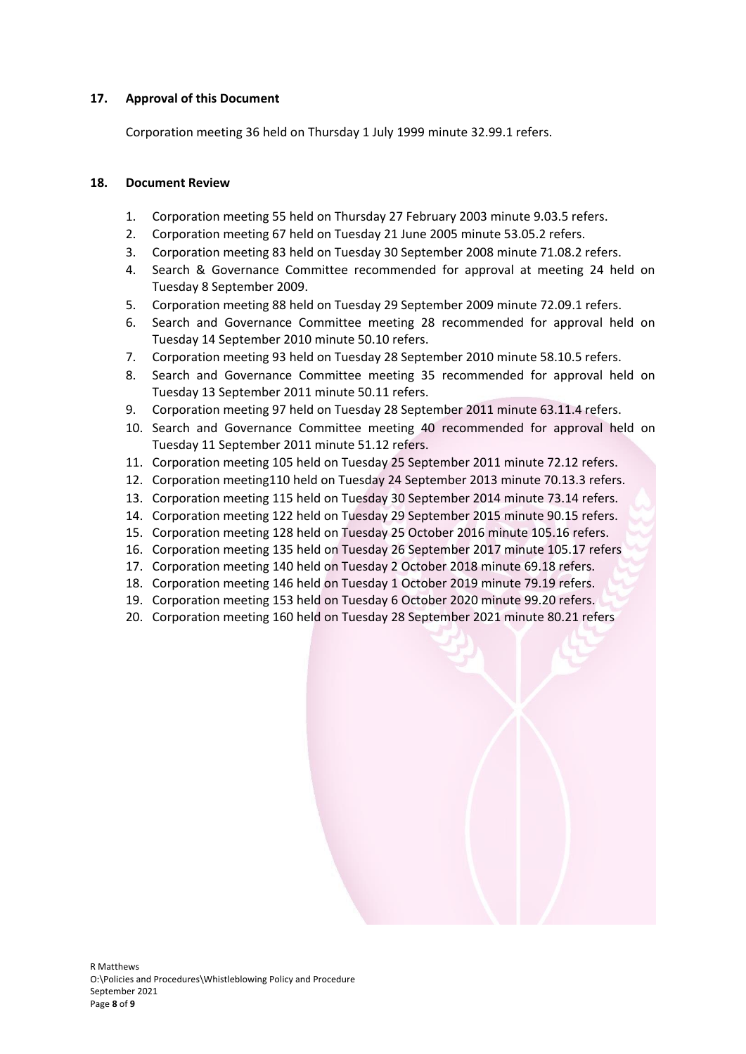## 17. Approval of this Document

Corporation meeting 36 held on Thursday 1 July 1999 minute 32.99.1 refers.

## 18. Document Review

1. Corporation meeting 55 held on Thursday 27 February 2003 minute 9.03.5 refers.
2. Corporation meeting 67 held on Tuesday 21 June 2005 minute 53.05.2 refers.
3. Corporation meeting 83 held on Tuesday 30 September 2008 minute 71.08.2 refers.
4. Search & Governance Committee recommended for approval at meeting 24 held on Tuesday 8 September 2009.
5. Corporation meeting 88 held on Tuesday 29 September 2009 minute 72.09.1 refers.
6. Search and Governance Committee meeting 28 recommended for approval held on Tuesday 14 September 2010 minute 50.10 refers.
7. Corporation meeting 93 held on Tuesday 28 September 2010 minute 58.10.5 refers.
8. Search and Governance Committee meeting 35 recommended for approval held on Tuesday 13 September 2011 minute 50.11 refers.
9. Corporation meeting 97 held on Tuesday 28 September 2011 minute 63.11.4 refers.
10. Search and Governance Committee meeting 40 recommended for approval held on Tuesday 11 September 2011 minute 51.12 refers.
11. Corporation meeting 105 held on Tuesday 25 September 2011 minute 72.12 refers.
12. Corporation meeting110 held on Tuesday 24 September 2013 minute 70.13.3 refers.
13. Corporation meeting 115 held on Tuesday 30 September 2014 minute 73.14 refers.
14. Corporation meeting 122 held on Tuesday 29 September 2015 minute 90.15 refers.
15. Corporation meeting 128 held on Tuesday 25 October 2016 minute 105.16 refers.
16. Corporation meeting 135 held on Tuesday 26 September 2017 minute 105.17 refers
17. Corporation meeting 140 held on Tuesday 2 October 2018 minute 69.18 refers.
18. Corporation meeting 146 held on Tuesday 1 October 2019 minute 79.19 refers.
19. Corporation meeting 153 held on Tuesday 6 October 2020 minute 99.20 refers.
20. Corporation meeting 160 held on Tuesday 28 September 2021 minute 80.21 refers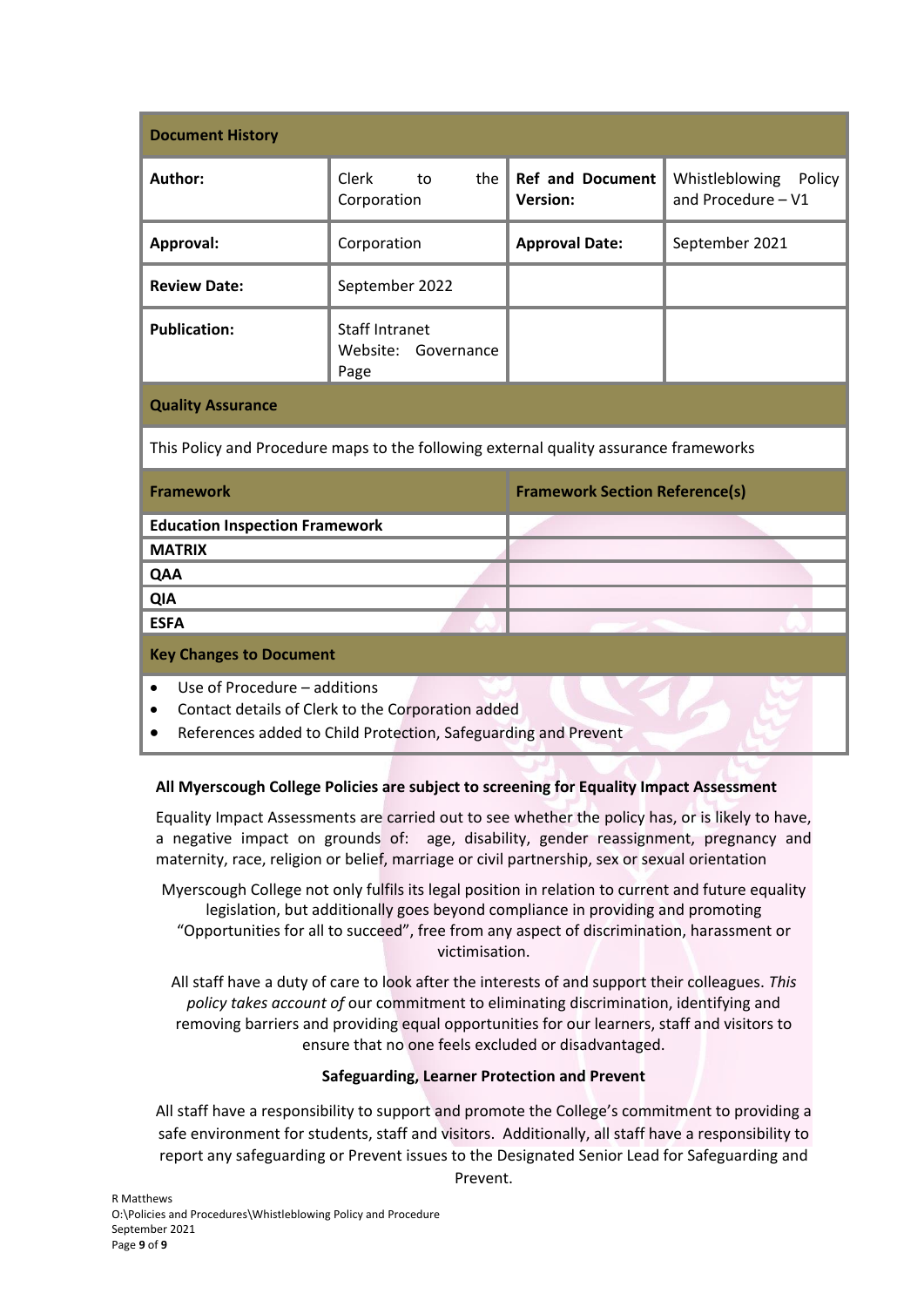| Document History | | | |
|---|---|---|---|
| **Author:** | Clerk to the Corporation | **Ref and Document Version:** | Whistleblowing Policy and Procedure – V1 |
| **Approval:** | Corporation | **Approval Date:** | September 2021 |
| **Review Date:** | September 2022 | | |
| **Publication:** | Staff Intranet<br>Website: Governance Page | | |

**Quality Assurance**

This Policy and Procedure maps to the following external quality assurance frameworks

| Framework | Framework Section Reference(s) |
|---|---|
| **Education Inspection Framework** | |
| **MATRIX** | |
| **QAA** | |
| **QIA** | |
| **ESFA** | |

**Key Changes to Document**

- Use of Procedure – additions
- Contact details of Clerk to the Corporation added
- References added to Child Protection, Safeguarding and Prevent

**All Myerscough College Policies are subject to screening for Equality Impact Assessment**

Equality Impact Assessments are carried out to see whether the policy has, or is likely to have, a negative impact on grounds of: age, disability, gender reassignment, pregnancy and maternity, race, religion or belief, marriage or civil partnership, sex or sexual orientation

Myerscough College not only fulfils its legal position in relation to current and future equality legislation, but additionally goes beyond compliance in providing and promoting "Opportunities for all to succeed", free from any aspect of discrimination, harassment or victimisation.

All staff have a duty of care to look after the interests of and support their colleagues. *This policy takes account of* our commitment to eliminating discrimination, identifying and removing barriers and providing equal opportunities for our learners, staff and visitors to ensure that no one feels excluded or disadvantaged.

**Safeguarding, Learner Protection and Prevent**

All staff have a responsibility to support and promote the College's commitment to providing a safe environment for students, staff and visitors. Additionally, all staff have a responsibility to report any safeguarding or Prevent issues to the Designated Senior Lead for Safeguarding and Prevent.